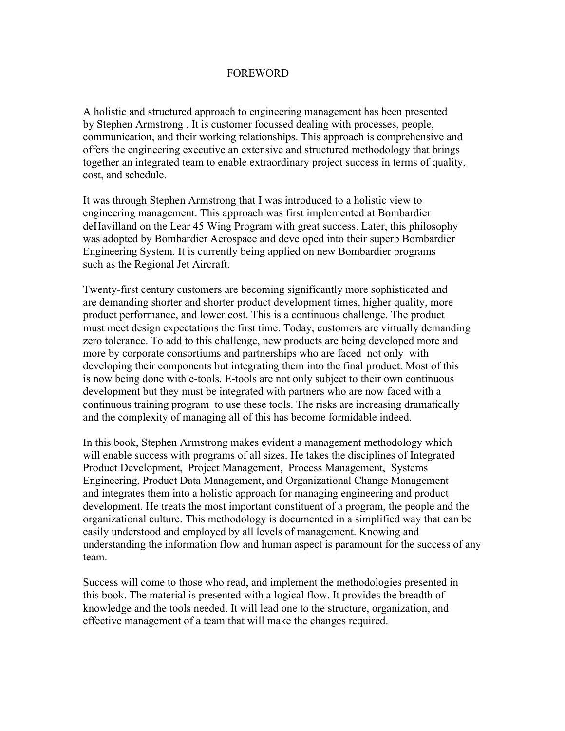# FOREWORD

A holistic and structured approach to engineering management has been presented by Stephen Armstrong . It is customer focussed dealing with processes, people, communication, and their working relationships. This approach is comprehensive and offers the engineering executive an extensive and structured methodology that brings together an integrated team to enable extraordinary project success in terms of quality, cost, and schedule.

It was through Stephen Armstrong that I was introduced to a holistic view to engineering management. This approach was first implemented at Bombardier deHavilland on the Lear 45 Wing Program with great success. Later, this philosophy was adopted by Bombardier Aerospace and developed into their superb Bombardier Engineering System. It is currently being applied on new Bombardier programs such as the Regional Jet Aircraft.

Twenty-first century customers are becoming significantly more sophisticated and are demanding shorter and shorter product development times, higher quality, more product performance, and lower cost. This is a continuous challenge. The product must meet design expectations the first time. Today, customers are virtually demanding zero tolerance. To add to this challenge, new products are being developed more and more by corporate consortiums and partnerships who are faced not only with developing their components but integrating them into the final product. Most of this is now being done with e-tools. E-tools are not only subject to their own continuous development but they must be integrated with partners who are now faced with a continuous training program to use these tools. The risks are increasing dramatically and the complexity of managing all of this has become formidable indeed.

In this book, Stephen Armstrong makes evident a management methodology which will enable success with programs of all sizes. He takes the disciplines of Integrated Product Development, Project Management, Process Management, Systems Engineering, Product Data Management, and Organizational Change Management and integrates them into a holistic approach for managing engineering and product development. He treats the most important constituent of a program, the people and the organizational culture. This methodology is documented in a simplified way that can be easily understood and employed by all levels of management. Knowing and understanding the information flow and human aspect is paramount for the success of any team.

Success will come to those who read, and implement the methodologies presented in this book. The material is presented with a logical flow. It provides the breadth of knowledge and the tools needed. It will lead one to the structure, organization, and effective management of a team that will make the changes required.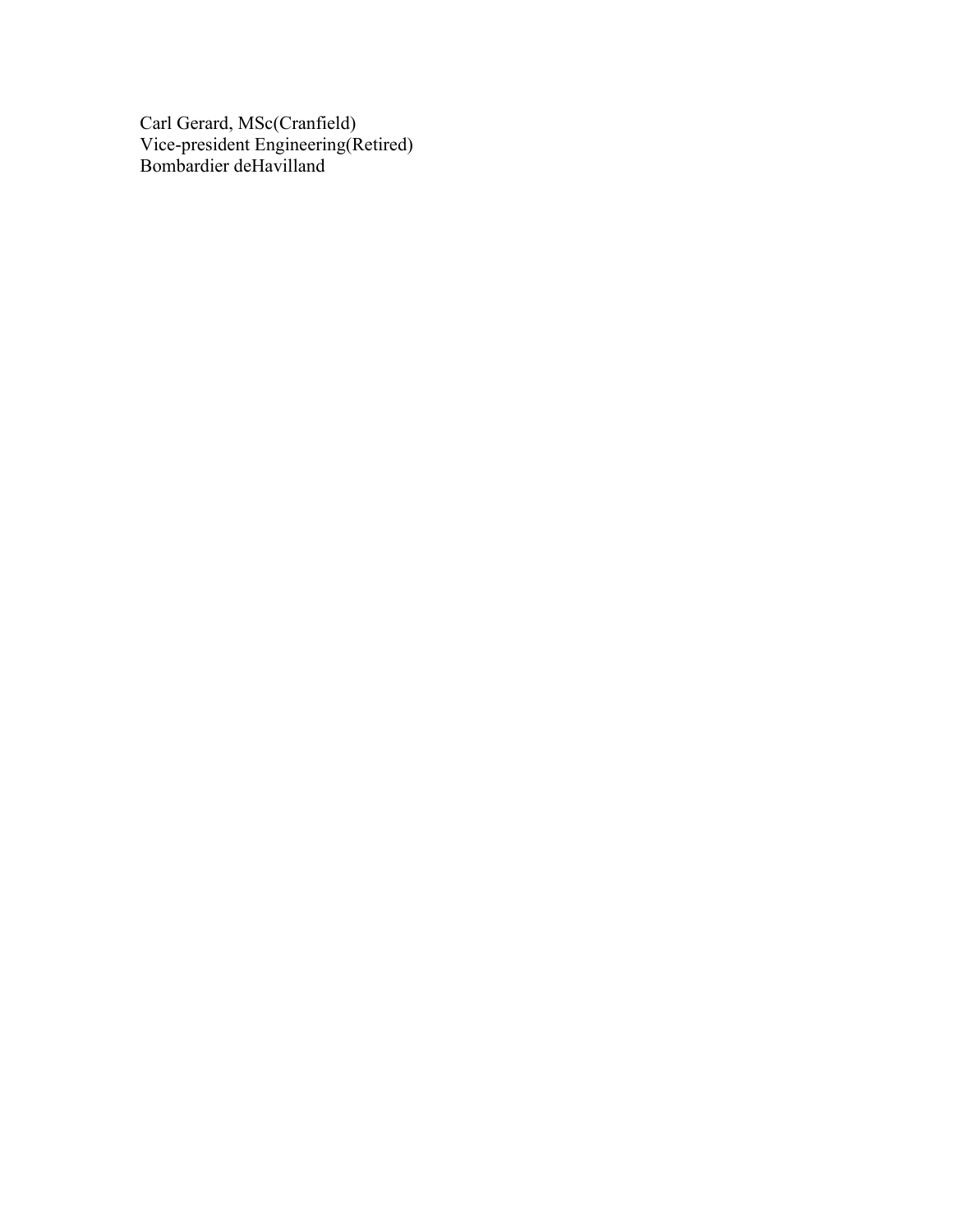Carl Gerard, MSc(Cranfield)
Vice-president Engineering(Retired)
Bombardier deHavilland